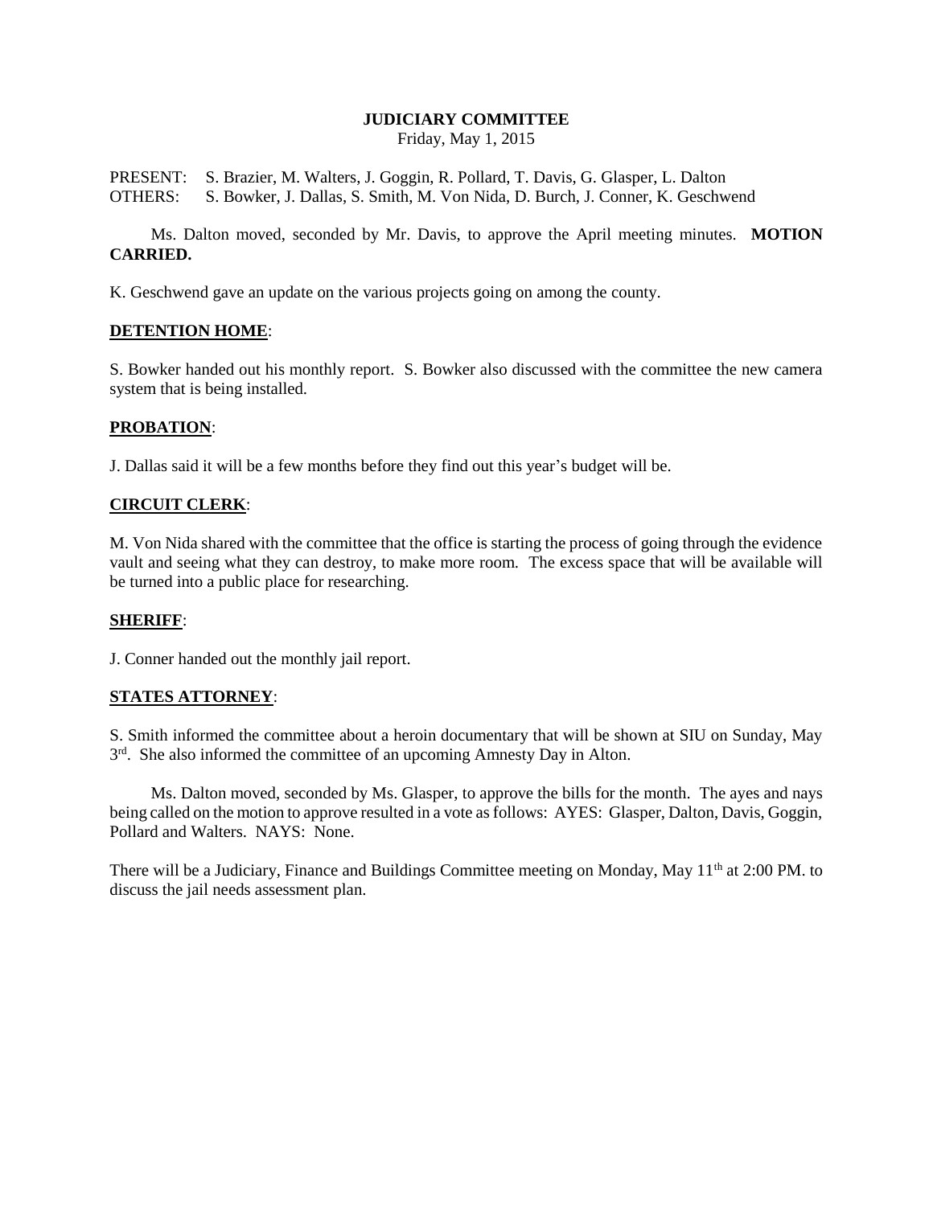# JUDICIARY COMMITTEE

Friday, May 1, 2015

PRESENT: S. Brazier, M. Walters, J. Goggin, R. Pollard, T. Davis, G. Glasper, L. Dalton
OTHERS: S. Bowker, J. Dallas, S. Smith, M. Von Nida, D. Burch, J. Conner, K. Geschwend

Ms. Dalton moved, seconded by Mr. Davis, to approve the April meeting minutes. **MOTION CARRIED.**

K. Geschwend gave an update on the various projects going on among the county.

**DETENTION HOME**:

S. Bowker handed out his monthly report. S. Bowker also discussed with the committee the new camera system that is being installed.

**PROBATION**:

J. Dallas said it will be a few months before they find out this year's budget will be.

**CIRCUIT CLERK**:

M. Von Nida shared with the committee that the office is starting the process of going through the evidence vault and seeing what they can destroy, to make more room. The excess space that will be available will be turned into a public place for researching.

**SHERIFF**:

J. Conner handed out the monthly jail report.

**STATES ATTORNEY**:

S. Smith informed the committee about a heroin documentary that will be shown at SIU on Sunday, May 3rd. She also informed the committee of an upcoming Amnesty Day in Alton.

Ms. Dalton moved, seconded by Ms. Glasper, to approve the bills for the month. The ayes and nays being called on the motion to approve resulted in a vote as follows: AYES: Glasper, Dalton, Davis, Goggin, Pollard and Walters. NAYS: None.

There will be a Judiciary, Finance and Buildings Committee meeting on Monday, May 11th at 2:00 PM. to discuss the jail needs assessment plan.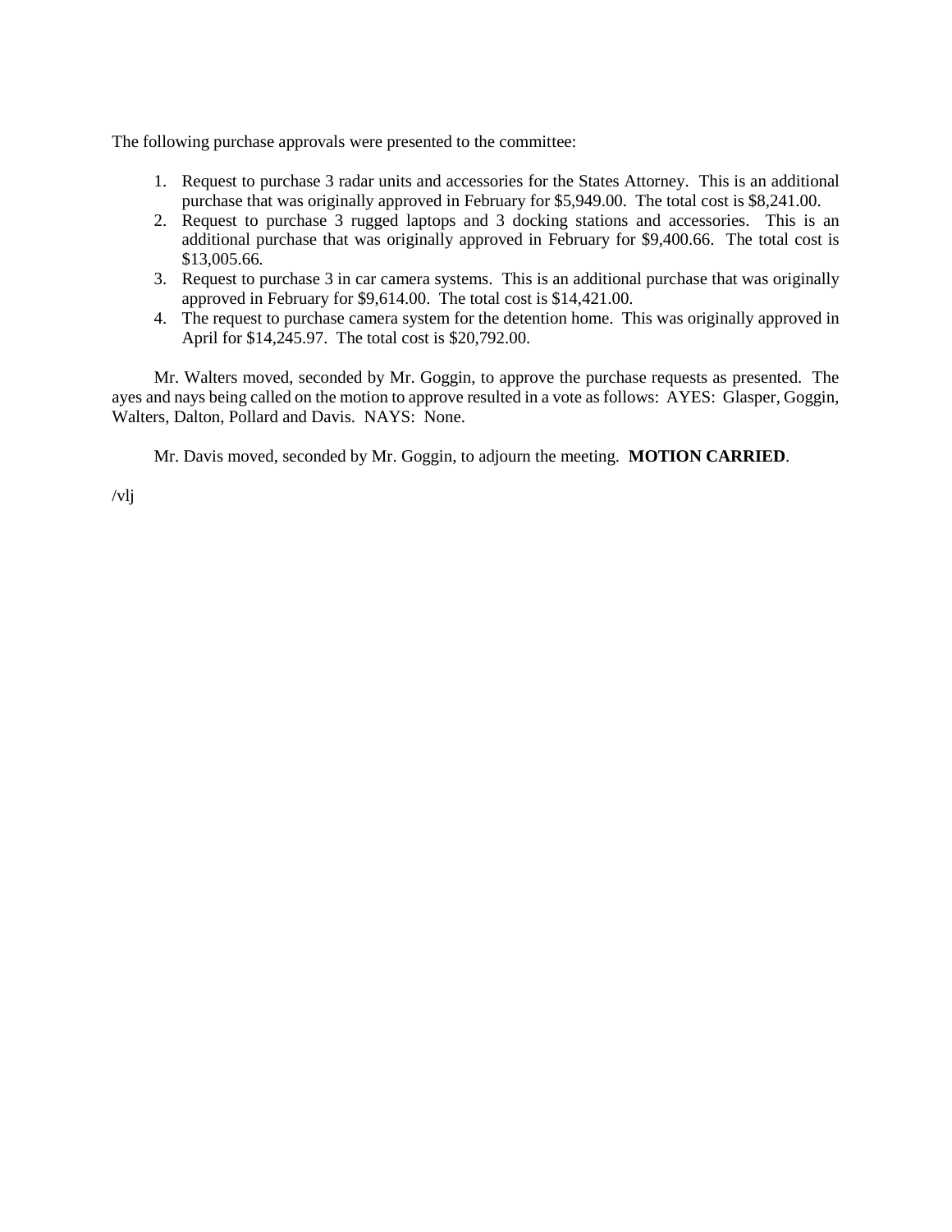The following purchase approvals were presented to the committee:

1. Request to purchase 3 radar units and accessories for the States Attorney. This is an additional purchase that was originally approved in February for $5,949.00. The total cost is $8,241.00.
2. Request to purchase 3 rugged laptops and 3 docking stations and accessories. This is an additional purchase that was originally approved in February for $9,400.66. The total cost is $13,005.66.
3. Request to purchase 3 in car camera systems. This is an additional purchase that was originally approved in February for $9,614.00. The total cost is $14,421.00.
4. The request to purchase camera system for the detention home. This was originally approved in April for $14,245.97. The total cost is $20,792.00.

Mr. Walters moved, seconded by Mr. Goggin, to approve the purchase requests as presented. The ayes and nays being called on the motion to approve resulted in a vote as follows: AYES: Glasper, Goggin, Walters, Dalton, Pollard and Davis. NAYS: None.

Mr. Davis moved, seconded by Mr. Goggin, to adjourn the meeting. **MOTION CARRIED**.

/vlj